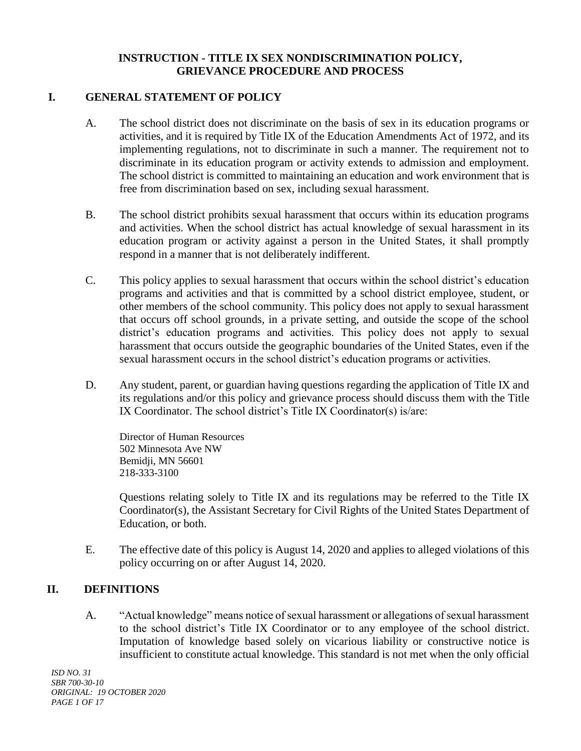# INSTRUCTION - TITLE IX SEX NONDISCRIMINATION POLICY, GRIEVANCE PROCEDURE AND PROCESS

## I. GENERAL STATEMENT OF POLICY

A. The school district does not discriminate on the basis of sex in its education programs or activities, and it is required by Title IX of the Education Amendments Act of 1972, and its implementing regulations, not to discriminate in such a manner. The requirement not to discriminate in its education program or activity extends to admission and employment. The school district is committed to maintaining an education and work environment that is free from discrimination based on sex, including sexual harassment.

B. The school district prohibits sexual harassment that occurs within its education programs and activities. When the school district has actual knowledge of sexual harassment in its education program or activity against a person in the United States, it shall promptly respond in a manner that is not deliberately indifferent.

C. This policy applies to sexual harassment that occurs within the school district's education programs and activities and that is committed by a school district employee, student, or other members of the school community. This policy does not apply to sexual harassment that occurs off school grounds, in a private setting, and outside the scope of the school district's education programs and activities. This policy does not apply to sexual harassment that occurs outside the geographic boundaries of the United States, even if the sexual harassment occurs in the school district's education programs or activities.

D. Any student, parent, or guardian having questions regarding the application of Title IX and its regulations and/or this policy and grievance process should discuss them with the Title IX Coordinator. The school district's Title IX Coordinator(s) is/are:

   Director of Human Resources
   502 Minnesota Ave NW
   Bemidji, MN 56601
   218-333-3100

   Questions relating solely to Title IX and its regulations may be referred to the Title IX Coordinator(s), the Assistant Secretary for Civil Rights of the United States Department of Education, or both.

E. The effective date of this policy is August 14, 2020 and applies to alleged violations of this policy occurring on or after August 14, 2020.

## II. DEFINITIONS

A. "Actual knowledge" means notice of sexual harassment or allegations of sexual harassment to the school district's Title IX Coordinator or to any employee of the school district. Imputation of knowledge based solely on vicarious liability or constructive notice is insufficient to constitute actual knowledge. This standard is not met when the only official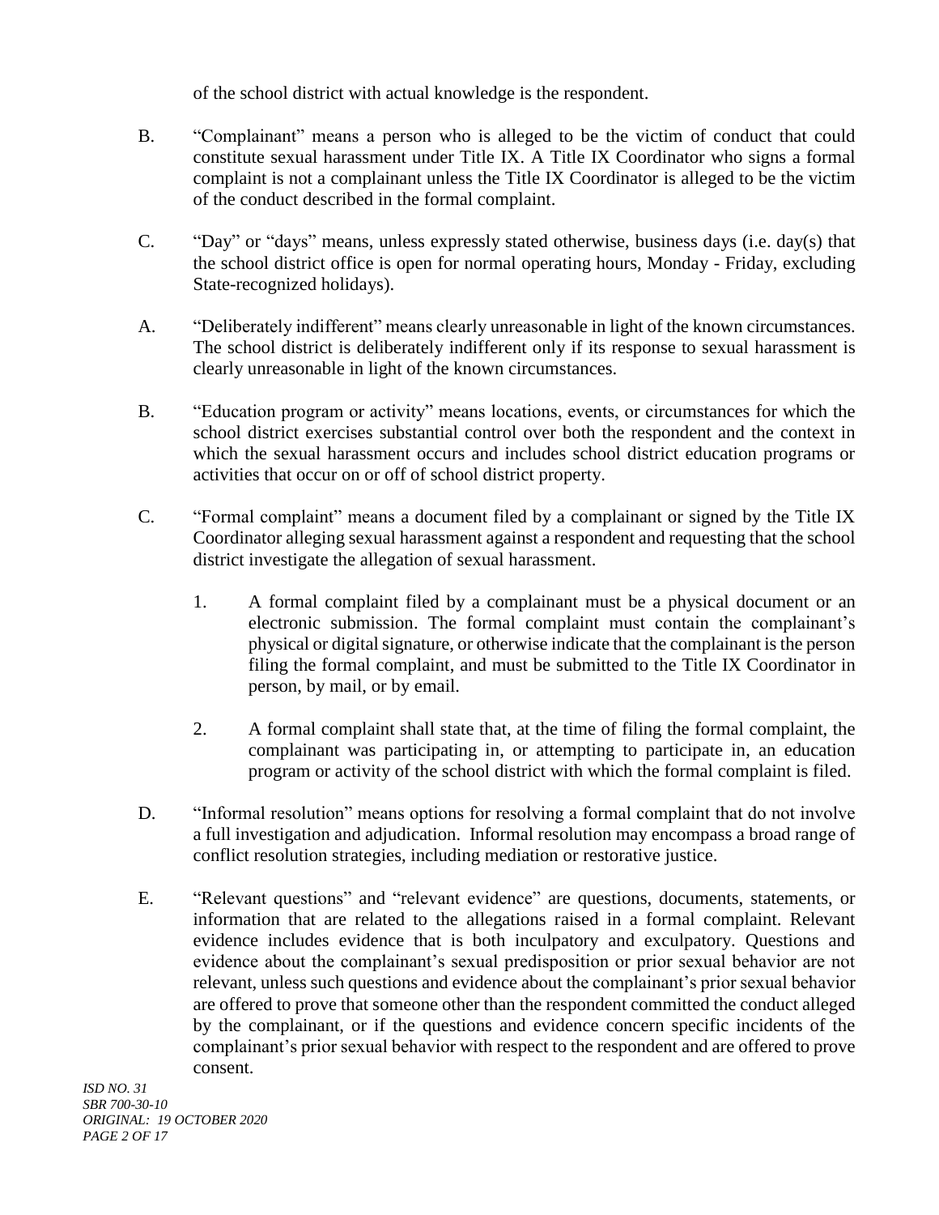of the school district with actual knowledge is the respondent.

B. "Complainant" means a person who is alleged to be the victim of conduct that could constitute sexual harassment under Title IX. A Title IX Coordinator who signs a formal complaint is not a complainant unless the Title IX Coordinator is alleged to be the victim of the conduct described in the formal complaint.

C. "Day" or "days" means, unless expressly stated otherwise, business days (i.e. day(s) that the school district office is open for normal operating hours, Monday - Friday, excluding State-recognized holidays).

A. "Deliberately indifferent" means clearly unreasonable in light of the known circumstances. The school district is deliberately indifferent only if its response to sexual harassment is clearly unreasonable in light of the known circumstances.

B. "Education program or activity" means locations, events, or circumstances for which the school district exercises substantial control over both the respondent and the context in which the sexual harassment occurs and includes school district education programs or activities that occur on or off of school district property.

C. "Formal complaint" means a document filed by a complainant or signed by the Title IX Coordinator alleging sexual harassment against a respondent and requesting that the school district investigate the allegation of sexual harassment.

   1. A formal complaint filed by a complainant must be a physical document or an electronic submission. The formal complaint must contain the complainant's physical or digital signature, or otherwise indicate that the complainant is the person filing the formal complaint, and must be submitted to the Title IX Coordinator in person, by mail, or by email.

   2. A formal complaint shall state that, at the time of filing the formal complaint, the complainant was participating in, or attempting to participate in, an education program or activity of the school district with which the formal complaint is filed.

D. "Informal resolution" means options for resolving a formal complaint that do not involve a full investigation and adjudication. Informal resolution may encompass a broad range of conflict resolution strategies, including mediation or restorative justice.

E. "Relevant questions" and "relevant evidence" are questions, documents, statements, or information that are related to the allegations raised in a formal complaint. Relevant evidence includes evidence that is both inculpatory and exculpatory. Questions and evidence about the complainant's sexual predisposition or prior sexual behavior are not relevant, unless such questions and evidence about the complainant's prior sexual behavior are offered to prove that someone other than the respondent committed the conduct alleged by the complainant, or if the questions and evidence concern specific incidents of the complainant's prior sexual behavior with respect to the respondent and are offered to prove consent.

*ISD NO. 31*
*SBR 700-30-10*
*ORIGINAL: 19 OCTOBER 2020*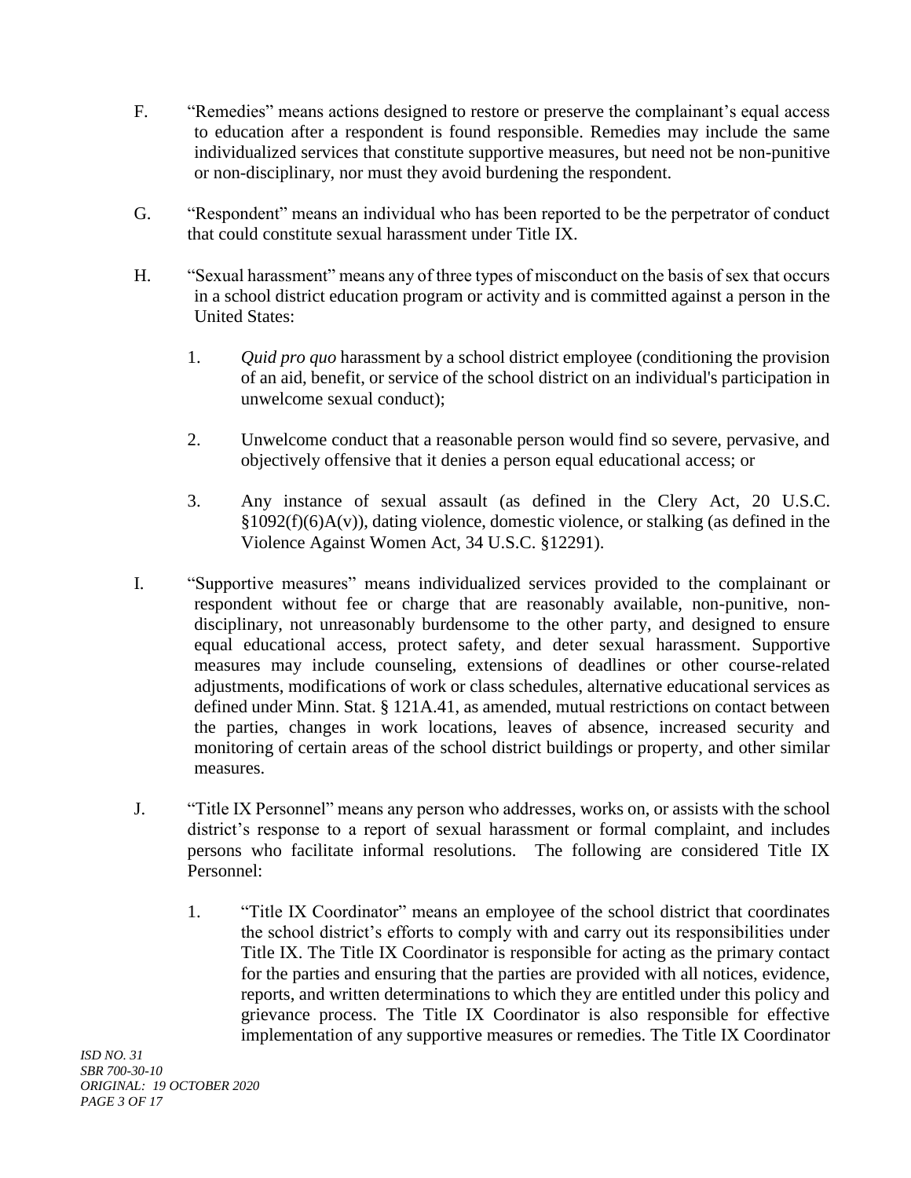F. "Remedies" means actions designed to restore or preserve the complainant's equal access to education after a respondent is found responsible. Remedies may include the same individualized services that constitute supportive measures, but need not be non-punitive or non-disciplinary, nor must they avoid burdening the respondent.

G. "Respondent" means an individual who has been reported to be the perpetrator of conduct that could constitute sexual harassment under Title IX.

H. "Sexual harassment" means any of three types of misconduct on the basis of sex that occurs in a school district education program or activity and is committed against a person in the United States:

   1. *Quid pro quo* harassment by a school district employee (conditioning the provision of an aid, benefit, or service of the school district on an individual's participation in unwelcome sexual conduct);

   2. Unwelcome conduct that a reasonable person would find so severe, pervasive, and objectively offensive that it denies a person equal educational access; or

   3. Any instance of sexual assault (as defined in the Clery Act, 20 U.S.C. §1092(f)(6)A(v)), dating violence, domestic violence, or stalking (as defined in the Violence Against Women Act, 34 U.S.C. §12291).

I. "Supportive measures" means individualized services provided to the complainant or respondent without fee or charge that are reasonably available, non-punitive, non-disciplinary, not unreasonably burdensome to the other party, and designed to ensure equal educational access, protect safety, and deter sexual harassment. Supportive measures may include counseling, extensions of deadlines or other course-related adjustments, modifications of work or class schedules, alternative educational services as defined under Minn. Stat. § 121A.41, as amended, mutual restrictions on contact between the parties, changes in work locations, leaves of absence, increased security and monitoring of certain areas of the school district buildings or property, and other similar measures.

J. "Title IX Personnel" means any person who addresses, works on, or assists with the school district's response to a report of sexual harassment or formal complaint, and includes persons who facilitate informal resolutions. The following are considered Title IX Personnel:

   1. "Title IX Coordinator" means an employee of the school district that coordinates the school district's efforts to comply with and carry out its responsibilities under Title IX. The Title IX Coordinator is responsible for acting as the primary contact for the parties and ensuring that the parties are provided with all notices, evidence, reports, and written determinations to which they are entitled under this policy and grievance process. The Title IX Coordinator is also responsible for effective implementation of any supportive measures or remedies. The Title IX Coordinator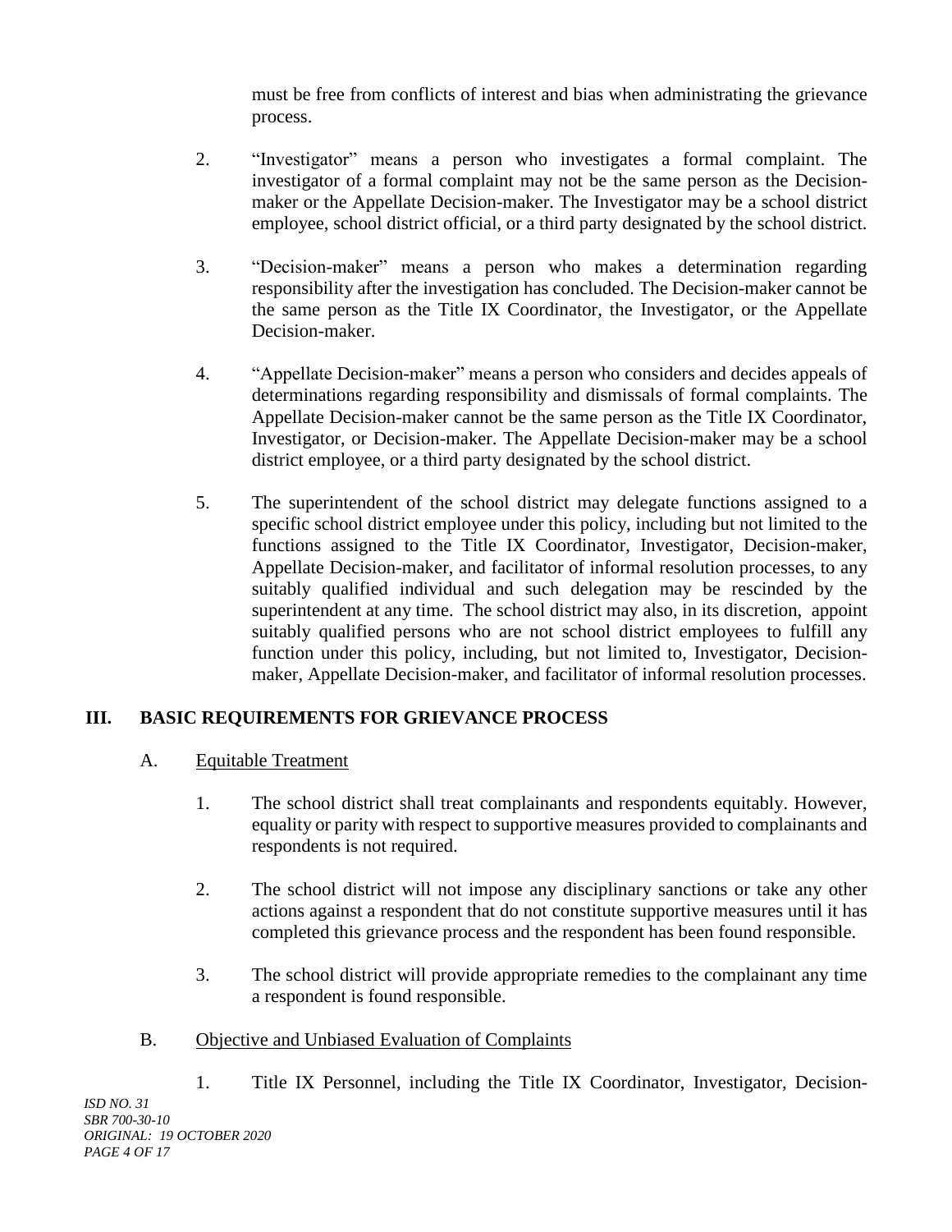must be free from conflicts of interest and bias when administrating the grievance process.

2. "Investigator" means a person who investigates a formal complaint. The investigator of a formal complaint may not be the same person as the Decision-maker or the Appellate Decision-maker. The Investigator may be a school district employee, school district official, or a third party designated by the school district.

3. "Decision-maker" means a person who makes a determination regarding responsibility after the investigation has concluded. The Decision-maker cannot be the same person as the Title IX Coordinator, the Investigator, or the Appellate Decision-maker.

4. "Appellate Decision-maker" means a person who considers and decides appeals of determinations regarding responsibility and dismissals of formal complaints. The Appellate Decision-maker cannot be the same person as the Title IX Coordinator, Investigator, or Decision-maker. The Appellate Decision-maker may be a school district employee, or a third party designated by the school district.

5. The superintendent of the school district may delegate functions assigned to a specific school district employee under this policy, including but not limited to the functions assigned to the Title IX Coordinator, Investigator, Decision-maker, Appellate Decision-maker, and facilitator of informal resolution processes, to any suitably qualified individual and such delegation may be rescinded by the superintendent at any time. The school district may also, in its discretion, appoint suitably qualified persons who are not school district employees to fulfill any function under this policy, including, but not limited to, Investigator, Decision-maker, Appellate Decision-maker, and facilitator of informal resolution processes.

## III. BASIC REQUIREMENTS FOR GRIEVANCE PROCESS

### A. Equitable Treatment

1. The school district shall treat complainants and respondents equitably. However, equality or parity with respect to supportive measures provided to complainants and respondents is not required.

2. The school district will not impose any disciplinary sanctions or take any other actions against a respondent that do not constitute supportive measures until it has completed this grievance process and the respondent has been found responsible.

3. The school district will provide appropriate remedies to the complainant any time a respondent is found responsible.

### B. Objective and Unbiased Evaluation of Complaints

1. Title IX Personnel, including the Title IX Coordinator, Investigator, Decision-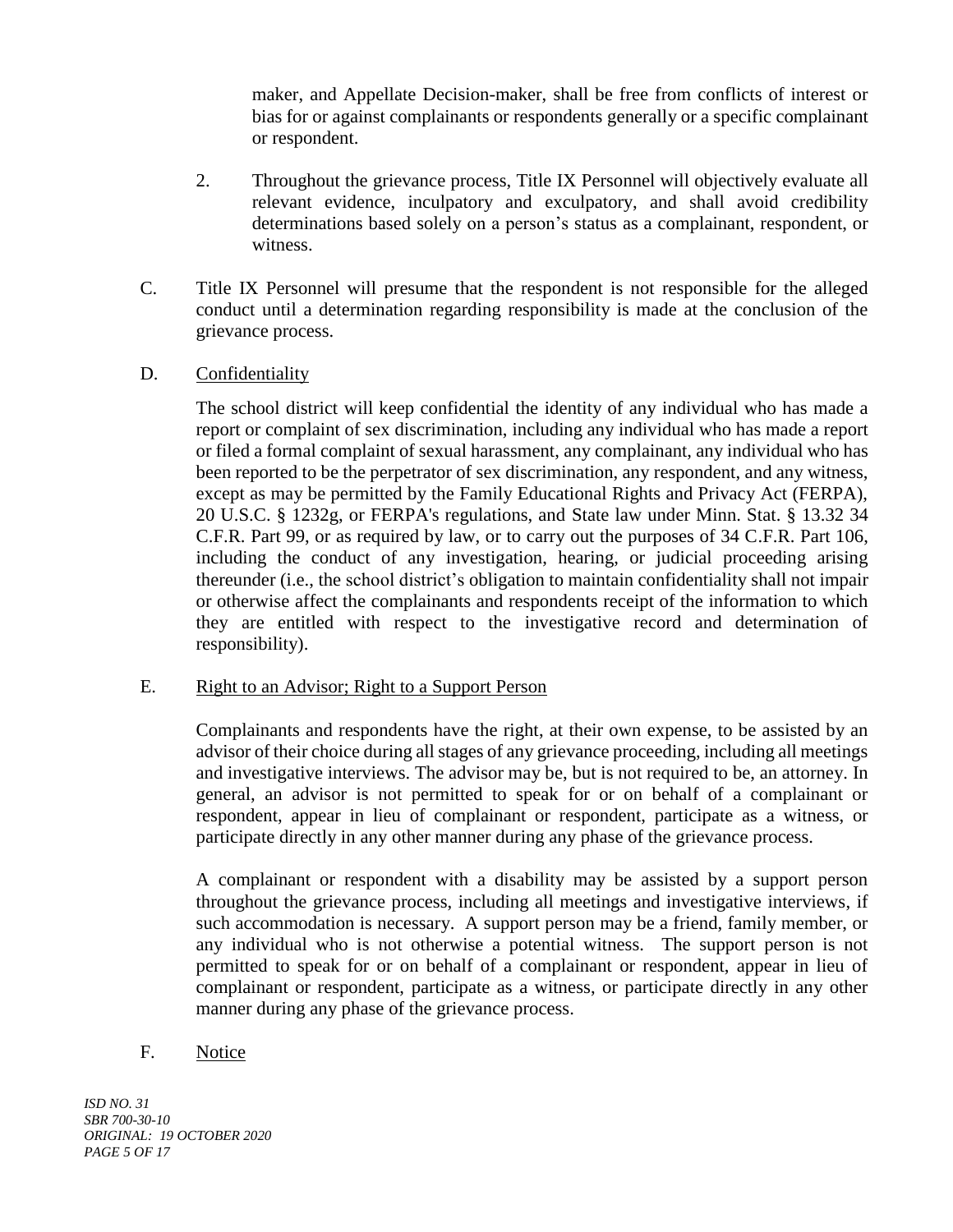maker, and Appellate Decision-maker, shall be free from conflicts of interest or bias for or against complainants or respondents generally or a specific complainant or respondent.

2. Throughout the grievance process, Title IX Personnel will objectively evaluate all relevant evidence, inculpatory and exculpatory, and shall avoid credibility determinations based solely on a person's status as a complainant, respondent, or witness.

C. Title IX Personnel will presume that the respondent is not responsible for the alleged conduct until a determination regarding responsibility is made at the conclusion of the grievance process.

D. Confidentiality

The school district will keep confidential the identity of any individual who has made a report or complaint of sex discrimination, including any individual who has made a report or filed a formal complaint of sexual harassment, any complainant, any individual who has been reported to be the perpetrator of sex discrimination, any respondent, and any witness, except as may be permitted by the Family Educational Rights and Privacy Act (FERPA), 20 U.S.C. § 1232g, or FERPA's regulations, and State law under Minn. Stat. § 13.32 34 C.F.R. Part 99, or as required by law, or to carry out the purposes of 34 C.F.R. Part 106, including the conduct of any investigation, hearing, or judicial proceeding arising thereunder (i.e., the school district's obligation to maintain confidentiality shall not impair or otherwise affect the complainants and respondents receipt of the information to which they are entitled with respect to the investigative record and determination of responsibility).

E. Right to an Advisor; Right to a Support Person

Complainants and respondents have the right, at their own expense, to be assisted by an advisor of their choice during all stages of any grievance proceeding, including all meetings and investigative interviews. The advisor may be, but is not required to be, an attorney. In general, an advisor is not permitted to speak for or on behalf of a complainant or respondent, appear in lieu of complainant or respondent, participate as a witness, or participate directly in any other manner during any phase of the grievance process.

A complainant or respondent with a disability may be assisted by a support person throughout the grievance process, including all meetings and investigative interviews, if such accommodation is necessary. A support person may be a friend, family member, or any individual who is not otherwise a potential witness. The support person is not permitted to speak for or on behalf of a complainant or respondent, appear in lieu of complainant or respondent, participate as a witness, or participate directly in any other manner during any phase of the grievance process.

F. Notice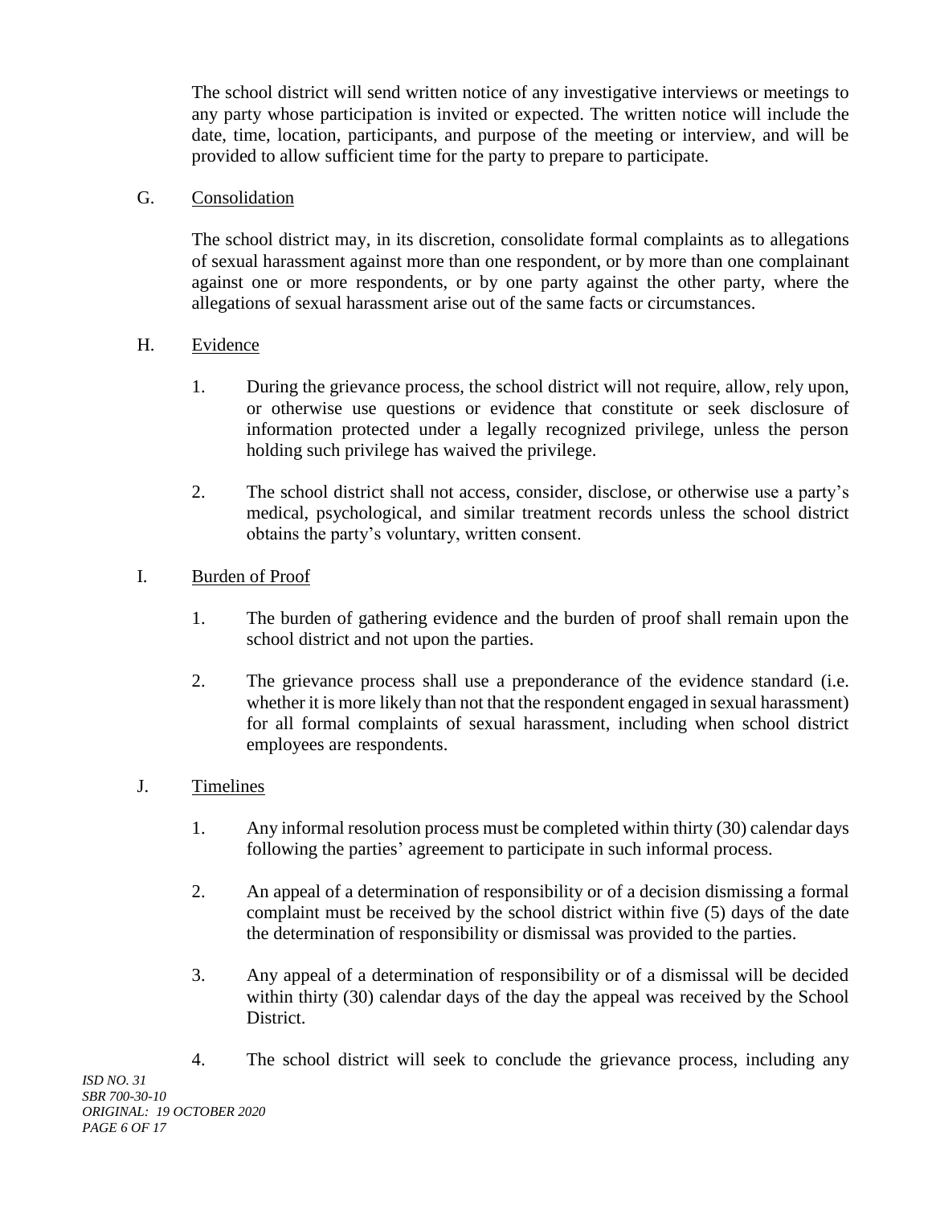The school district will send written notice of any investigative interviews or meetings to any party whose participation is invited or expected. The written notice will include the date, time, location, participants, and purpose of the meeting or interview, and will be provided to allow sufficient time for the party to prepare to participate.

G. Consolidation

The school district may, in its discretion, consolidate formal complaints as to allegations of sexual harassment against more than one respondent, or by more than one complainant against one or more respondents, or by one party against the other party, where the allegations of sexual harassment arise out of the same facts or circumstances.

H. Evidence

1. During the grievance process, the school district will not require, allow, rely upon, or otherwise use questions or evidence that constitute or seek disclosure of information protected under a legally recognized privilege, unless the person holding such privilege has waived the privilege.

2. The school district shall not access, consider, disclose, or otherwise use a party's medical, psychological, and similar treatment records unless the school district obtains the party's voluntary, written consent.

I. Burden of Proof

1. The burden of gathering evidence and the burden of proof shall remain upon the school district and not upon the parties.

2. The grievance process shall use a preponderance of the evidence standard (i.e. whether it is more likely than not that the respondent engaged in sexual harassment) for all formal complaints of sexual harassment, including when school district employees are respondents.

J. Timelines

1. Any informal resolution process must be completed within thirty (30) calendar days following the parties' agreement to participate in such informal process.

2. An appeal of a determination of responsibility or of a decision dismissing a formal complaint must be received by the school district within five (5) days of the date the determination of responsibility or dismissal was provided to the parties.

3. Any appeal of a determination of responsibility or of a dismissal will be decided within thirty (30) calendar days of the day the appeal was received by the School District.

4. The school district will seek to conclude the grievance process, including any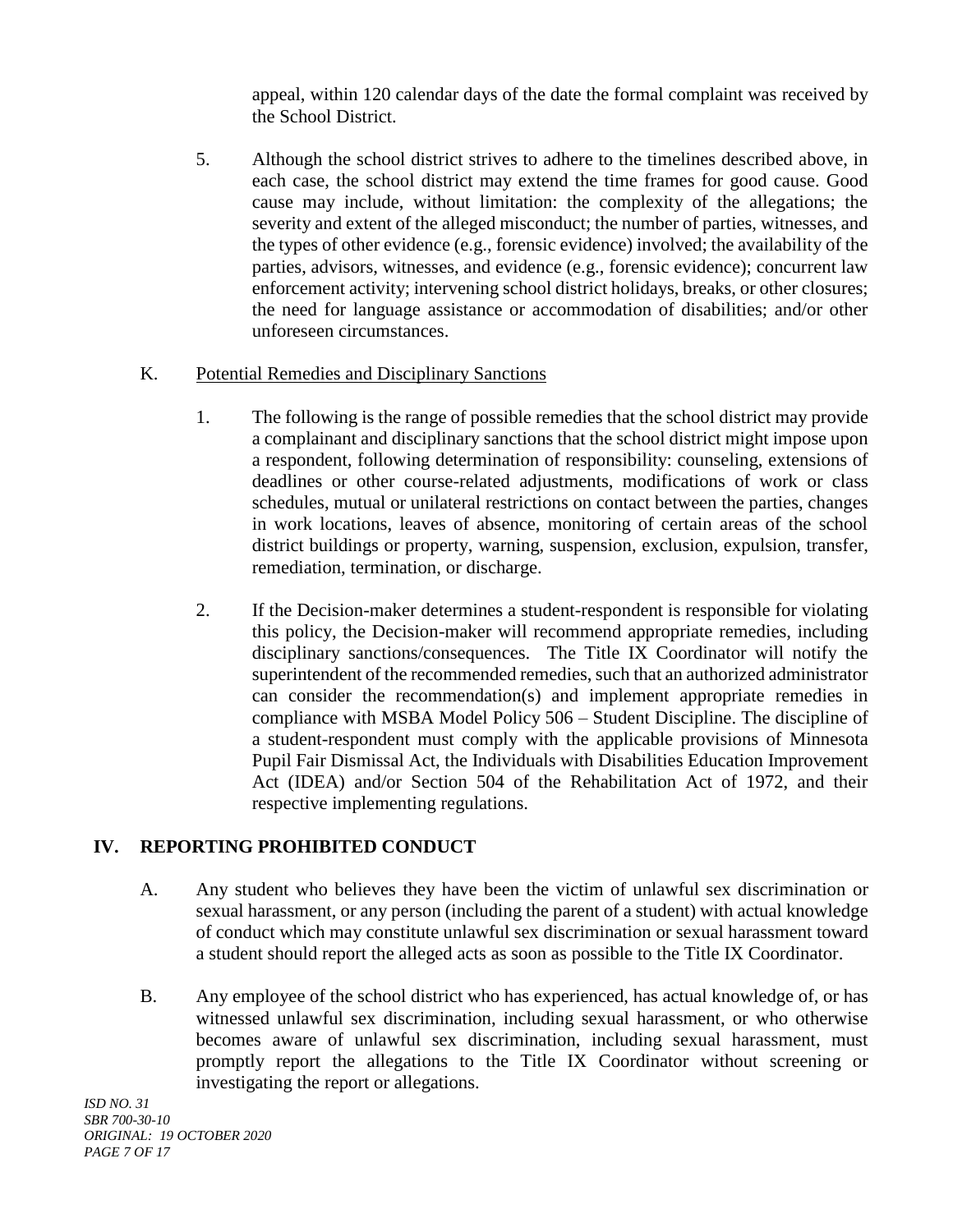appeal, within 120 calendar days of the date the formal complaint was received by the School District.

5. Although the school district strives to adhere to the timelines described above, in each case, the school district may extend the time frames for good cause. Good cause may include, without limitation: the complexity of the allegations; the severity and extent of the alleged misconduct; the number of parties, witnesses, and the types of other evidence (e.g., forensic evidence) involved; the availability of the parties, advisors, witnesses, and evidence (e.g., forensic evidence); concurrent law enforcement activity; intervening school district holidays, breaks, or other closures; the need for language assistance or accommodation of disabilities; and/or other unforeseen circumstances.

K. Potential Remedies and Disciplinary Sanctions

1. The following is the range of possible remedies that the school district may provide a complainant and disciplinary sanctions that the school district might impose upon a respondent, following determination of responsibility: counseling, extensions of deadlines or other course-related adjustments, modifications of work or class schedules, mutual or unilateral restrictions on contact between the parties, changes in work locations, leaves of absence, monitoring of certain areas of the school district buildings or property, warning, suspension, exclusion, expulsion, transfer, remediation, termination, or discharge.

2. If the Decision-maker determines a student-respondent is responsible for violating this policy, the Decision-maker will recommend appropriate remedies, including disciplinary sanctions/consequences. The Title IX Coordinator will notify the superintendent of the recommended remedies, such that an authorized administrator can consider the recommendation(s) and implement appropriate remedies in compliance with MSBA Model Policy 506 – Student Discipline. The discipline of a student-respondent must comply with the applicable provisions of Minnesota Pupil Fair Dismissal Act, the Individuals with Disabilities Education Improvement Act (IDEA) and/or Section 504 of the Rehabilitation Act of 1972, and their respective implementing regulations.

## IV. REPORTING PROHIBITED CONDUCT

A. Any student who believes they have been the victim of unlawful sex discrimination or sexual harassment, or any person (including the parent of a student) with actual knowledge of conduct which may constitute unlawful sex discrimination or sexual harassment toward a student should report the alleged acts as soon as possible to the Title IX Coordinator.

B. Any employee of the school district who has experienced, has actual knowledge of, or has witnessed unlawful sex discrimination, including sexual harassment, or who otherwise becomes aware of unlawful sex discrimination, including sexual harassment, must promptly report the allegations to the Title IX Coordinator without screening or investigating the report or allegations.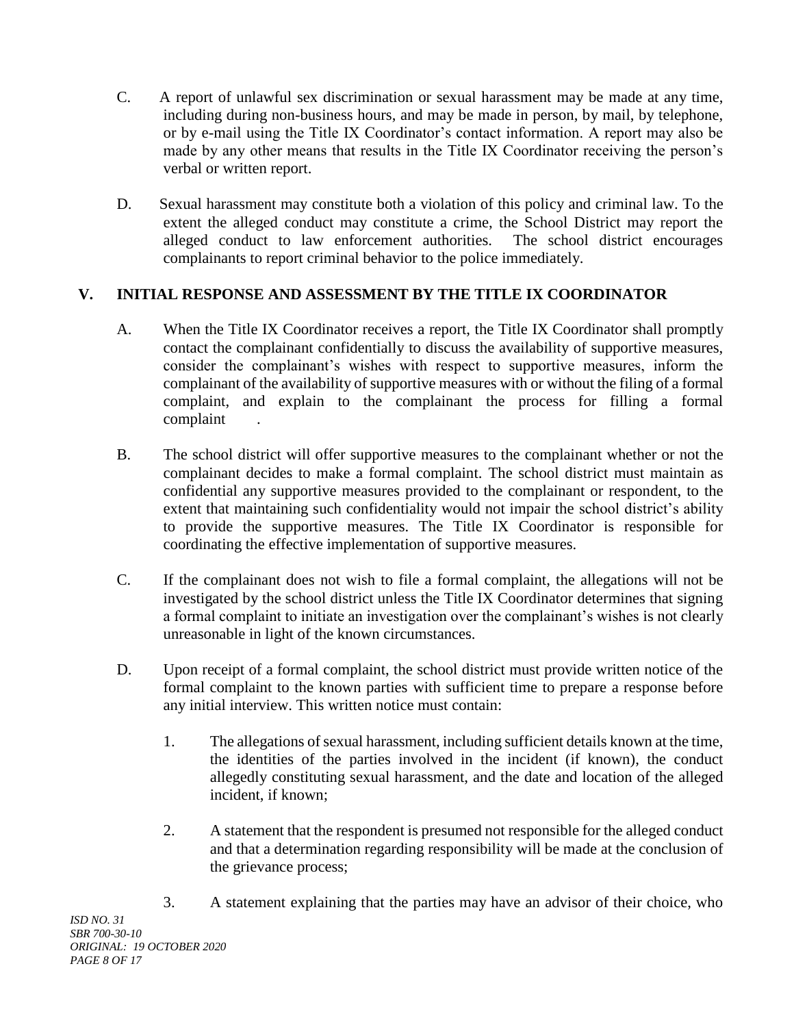C. A report of unlawful sex discrimination or sexual harassment may be made at any time, including during non-business hours, and may be made in person, by mail, by telephone, or by e-mail using the Title IX Coordinator's contact information. A report may also be made by any other means that results in the Title IX Coordinator receiving the person's verbal or written report.

D. Sexual harassment may constitute both a violation of this policy and criminal law. To the extent the alleged conduct may constitute a crime, the School District may report the alleged conduct to law enforcement authorities. The school district encourages complainants to report criminal behavior to the police immediately.

## V. INITIAL RESPONSE AND ASSESSMENT BY THE TITLE IX COORDINATOR

A. When the Title IX Coordinator receives a report, the Title IX Coordinator shall promptly contact the complainant confidentially to discuss the availability of supportive measures, consider the complainant's wishes with respect to supportive measures, inform the complainant of the availability of supportive measures with or without the filing of a formal complaint, and explain to the complainant the process for filling a formal complaint .

B. The school district will offer supportive measures to the complainant whether or not the complainant decides to make a formal complaint. The school district must maintain as confidential any supportive measures provided to the complainant or respondent, to the extent that maintaining such confidentiality would not impair the school district's ability to provide the supportive measures. The Title IX Coordinator is responsible for coordinating the effective implementation of supportive measures.

C. If the complainant does not wish to file a formal complaint, the allegations will not be investigated by the school district unless the Title IX Coordinator determines that signing a formal complaint to initiate an investigation over the complainant's wishes is not clearly unreasonable in light of the known circumstances.

D. Upon receipt of a formal complaint, the school district must provide written notice of the formal complaint to the known parties with sufficient time to prepare a response before any initial interview. This written notice must contain:

1. The allegations of sexual harassment, including sufficient details known at the time, the identities of the parties involved in the incident (if known), the conduct allegedly constituting sexual harassment, and the date and location of the alleged incident, if known;

2. A statement that the respondent is presumed not responsible for the alleged conduct and that a determination regarding responsibility will be made at the conclusion of the grievance process;

3. A statement explaining that the parties may have an advisor of their choice, who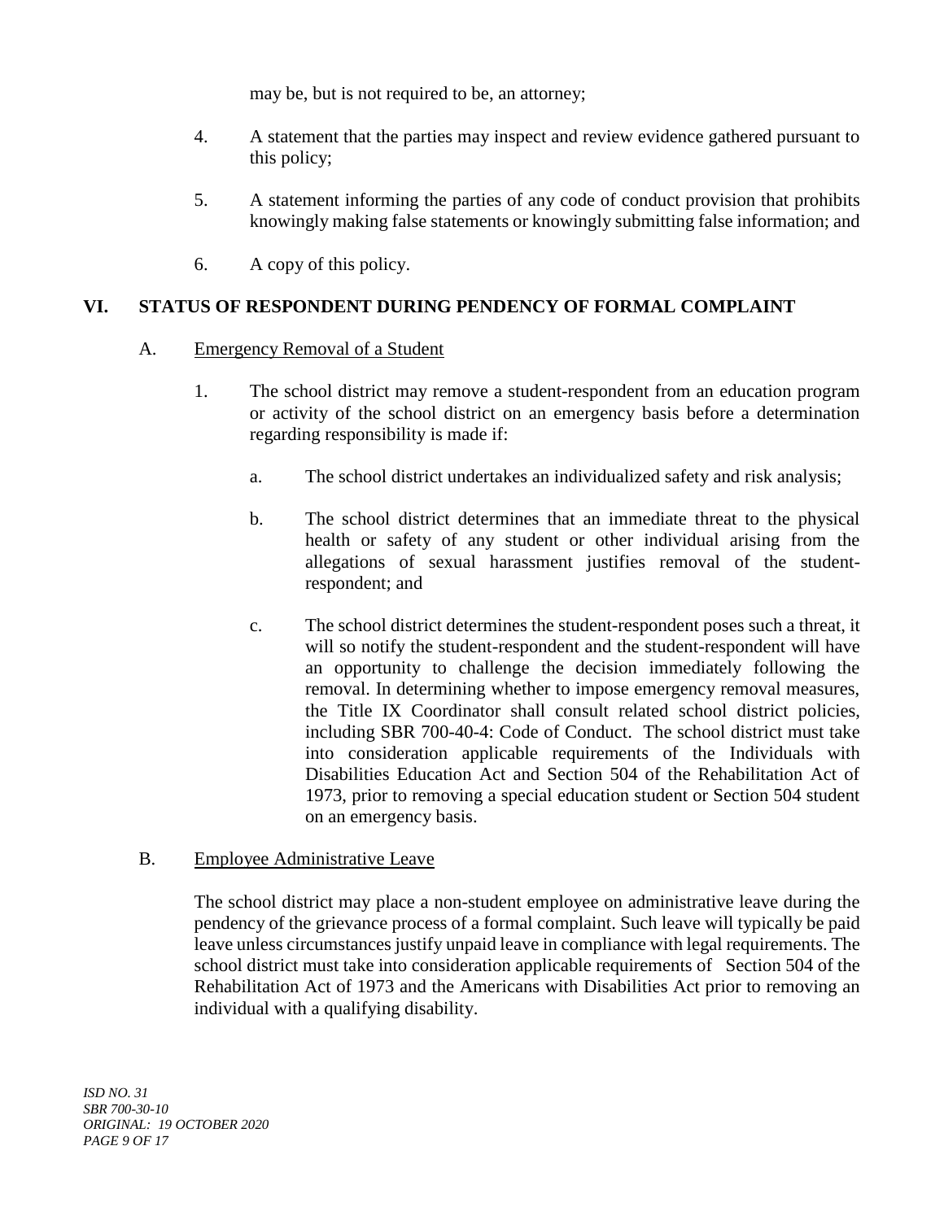may be, but is not required to be, an attorney;

4. A statement that the parties may inspect and review evidence gathered pursuant to this policy;

5. A statement informing the parties of any code of conduct provision that prohibits knowingly making false statements or knowingly submitting false information; and

6. A copy of this policy.

## VI. STATUS OF RESPONDENT DURING PENDENCY OF FORMAL COMPLAINT

### A. Emergency Removal of a Student

1. The school district may remove a student-respondent from an education program or activity of the school district on an emergency basis before a determination regarding responsibility is made if:

   a. The school district undertakes an individualized safety and risk analysis;

   b. The school district determines that an immediate threat to the physical health or safety of any student or other individual arising from the allegations of sexual harassment justifies removal of the student-respondent; and

   c. The school district determines the student-respondent poses such a threat, it will so notify the student-respondent and the student-respondent will have an opportunity to challenge the decision immediately following the removal. In determining whether to impose emergency removal measures, the Title IX Coordinator shall consult related school district policies, including SBR 700-40-4: Code of Conduct. The school district must take into consideration applicable requirements of the Individuals with Disabilities Education Act and Section 504 of the Rehabilitation Act of 1973, prior to removing a special education student or Section 504 student on an emergency basis.

### B. Employee Administrative Leave

The school district may place a non-student employee on administrative leave during the pendency of the grievance process of a formal complaint. Such leave will typically be paid leave unless circumstances justify unpaid leave in compliance with legal requirements. The school district must take into consideration applicable requirements of Section 504 of the Rehabilitation Act of 1973 and the Americans with Disabilities Act prior to removing an individual with a qualifying disability.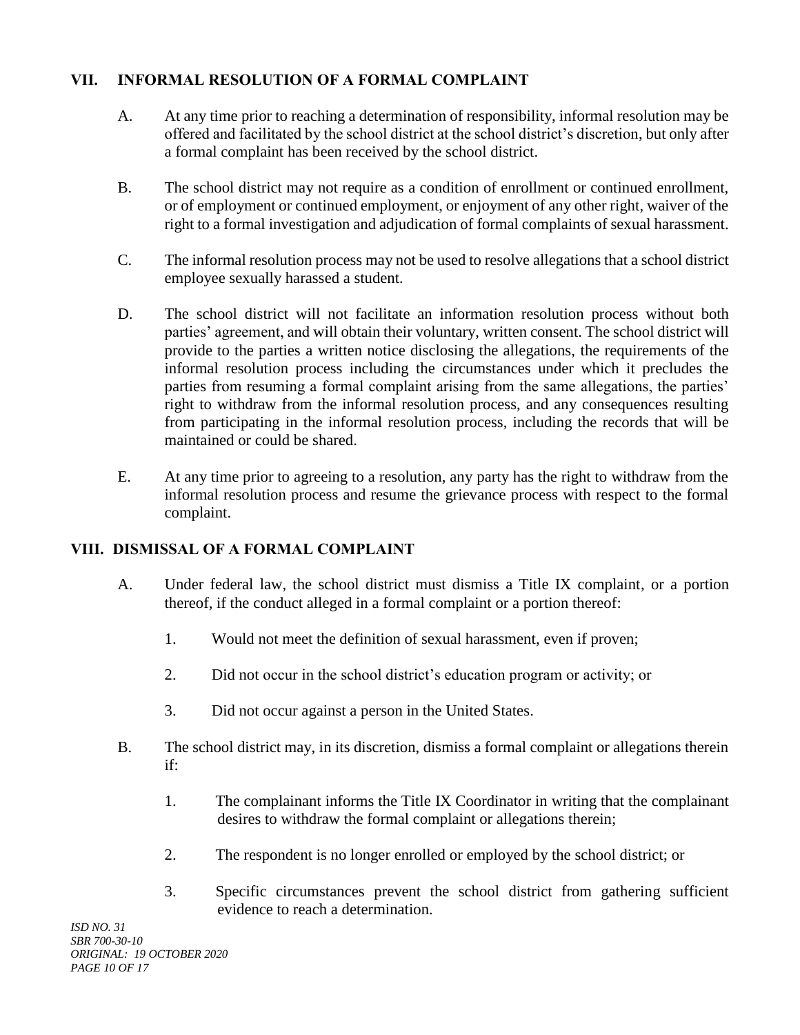## VII. INFORMAL RESOLUTION OF A FORMAL COMPLAINT

A. At any time prior to reaching a determination of responsibility, informal resolution may be offered and facilitated by the school district at the school district's discretion, but only after a formal complaint has been received by the school district.

B. The school district may not require as a condition of enrollment or continued enrollment, or of employment or continued employment, or enjoyment of any other right, waiver of the right to a formal investigation and adjudication of formal complaints of sexual harassment.

C. The informal resolution process may not be used to resolve allegations that a school district employee sexually harassed a student.

D. The school district will not facilitate an information resolution process without both parties' agreement, and will obtain their voluntary, written consent. The school district will provide to the parties a written notice disclosing the allegations, the requirements of the informal resolution process including the circumstances under which it precludes the parties from resuming a formal complaint arising from the same allegations, the parties' right to withdraw from the informal resolution process, and any consequences resulting from participating in the informal resolution process, including the records that will be maintained or could be shared.

E. At any time prior to agreeing to a resolution, any party has the right to withdraw from the informal resolution process and resume the grievance process with respect to the formal complaint.

## VIII. DISMISSAL OF A FORMAL COMPLAINT

A. Under federal law, the school district must dismiss a Title IX complaint, or a portion thereof, if the conduct alleged in a formal complaint or a portion thereof:

1. Would not meet the definition of sexual harassment, even if proven;

2. Did not occur in the school district's education program or activity; or

3. Did not occur against a person in the United States.

B. The school district may, in its discretion, dismiss a formal complaint or allegations therein if:

1. The complainant informs the Title IX Coordinator in writing that the complainant desires to withdraw the formal complaint or allegations therein;

2. The respondent is no longer enrolled or employed by the school district; or

3. Specific circumstances prevent the school district from gathering sufficient evidence to reach a determination.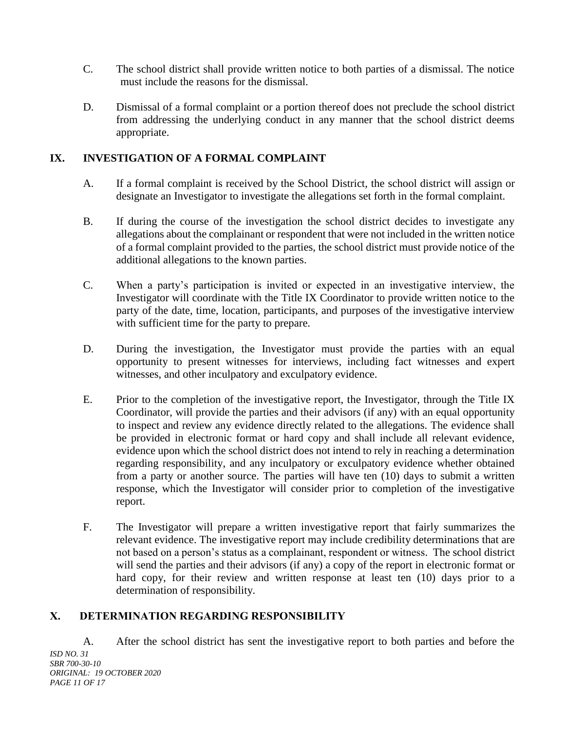C. The school district shall provide written notice to both parties of a dismissal. The notice must include the reasons for the dismissal.

D. Dismissal of a formal complaint or a portion thereof does not preclude the school district from addressing the underlying conduct in any manner that the school district deems appropriate.

## IX. INVESTIGATION OF A FORMAL COMPLAINT

A. If a formal complaint is received by the School District, the school district will assign or designate an Investigator to investigate the allegations set forth in the formal complaint.

B. If during the course of the investigation the school district decides to investigate any allegations about the complainant or respondent that were not included in the written notice of a formal complaint provided to the parties, the school district must provide notice of the additional allegations to the known parties.

C. When a party's participation is invited or expected in an investigative interview, the Investigator will coordinate with the Title IX Coordinator to provide written notice to the party of the date, time, location, participants, and purposes of the investigative interview with sufficient time for the party to prepare.

D. During the investigation, the Investigator must provide the parties with an equal opportunity to present witnesses for interviews, including fact witnesses and expert witnesses, and other inculpatory and exculpatory evidence.

E. Prior to the completion of the investigative report, the Investigator, through the Title IX Coordinator, will provide the parties and their advisors (if any) with an equal opportunity to inspect and review any evidence directly related to the allegations. The evidence shall be provided in electronic format or hard copy and shall include all relevant evidence, evidence upon which the school district does not intend to rely in reaching a determination regarding responsibility, and any inculpatory or exculpatory evidence whether obtained from a party or another source. The parties will have ten (10) days to submit a written response, which the Investigator will consider prior to completion of the investigative report.

F. The Investigator will prepare a written investigative report that fairly summarizes the relevant evidence. The investigative report may include credibility determinations that are not based on a person's status as a complainant, respondent or witness. The school district will send the parties and their advisors (if any) a copy of the report in electronic format or hard copy, for their review and written response at least ten (10) days prior to a determination of responsibility.

## X. DETERMINATION REGARDING RESPONSIBILITY

A. After the school district has sent the investigative report to both parties and before the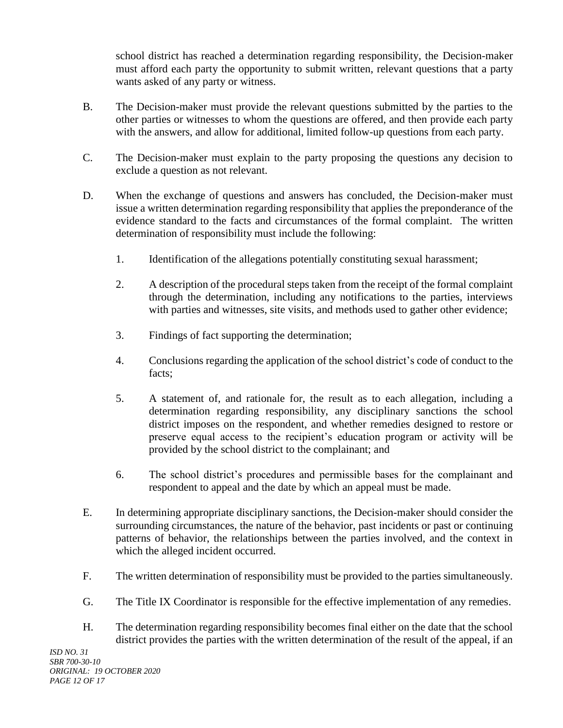school district has reached a determination regarding responsibility, the Decision-maker must afford each party the opportunity to submit written, relevant questions that a party wants asked of any party or witness.

B. The Decision-maker must provide the relevant questions submitted by the parties to the other parties or witnesses to whom the questions are offered, and then provide each party with the answers, and allow for additional, limited follow-up questions from each party.

C. The Decision-maker must explain to the party proposing the questions any decision to exclude a question as not relevant.

D. When the exchange of questions and answers has concluded, the Decision-maker must issue a written determination regarding responsibility that applies the preponderance of the evidence standard to the facts and circumstances of the formal complaint. The written determination of responsibility must include the following:

   1. Identification of the allegations potentially constituting sexual harassment;

   2. A description of the procedural steps taken from the receipt of the formal complaint through the determination, including any notifications to the parties, interviews with parties and witnesses, site visits, and methods used to gather other evidence;

   3. Findings of fact supporting the determination;

   4. Conclusions regarding the application of the school district's code of conduct to the facts;

   5. A statement of, and rationale for, the result as to each allegation, including a determination regarding responsibility, any disciplinary sanctions the school district imposes on the respondent, and whether remedies designed to restore or preserve equal access to the recipient's education program or activity will be provided by the school district to the complainant; and

   6. The school district's procedures and permissible bases for the complainant and respondent to appeal and the date by which an appeal must be made.

E. In determining appropriate disciplinary sanctions, the Decision-maker should consider the surrounding circumstances, the nature of the behavior, past incidents or past or continuing patterns of behavior, the relationships between the parties involved, and the context in which the alleged incident occurred.

F. The written determination of responsibility must be provided to the parties simultaneously.

G. The Title IX Coordinator is responsible for the effective implementation of any remedies.

H. The determination regarding responsibility becomes final either on the date that the school district provides the parties with the written determination of the result of the appeal, if an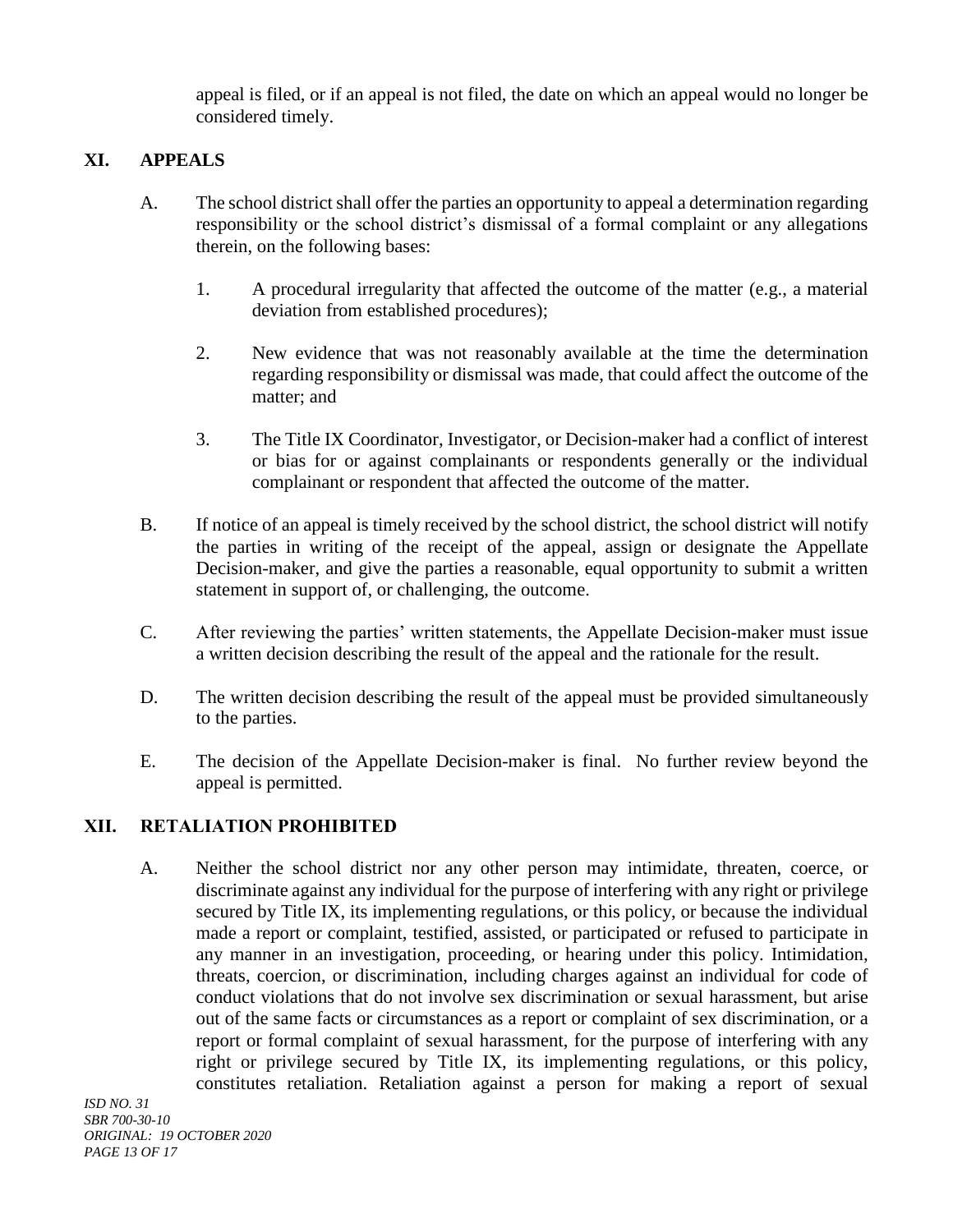appeal is filed, or if an appeal is not filed, the date on which an appeal would no longer be considered timely.

## XI. APPEALS

A. The school district shall offer the parties an opportunity to appeal a determination regarding responsibility or the school district's dismissal of a formal complaint or any allegations therein, on the following bases:

1. A procedural irregularity that affected the outcome of the matter (e.g., a material deviation from established procedures);

2. New evidence that was not reasonably available at the time the determination regarding responsibility or dismissal was made, that could affect the outcome of the matter; and

3. The Title IX Coordinator, Investigator, or Decision-maker had a conflict of interest or bias for or against complainants or respondents generally or the individual complainant or respondent that affected the outcome of the matter.

B. If notice of an appeal is timely received by the school district, the school district will notify the parties in writing of the receipt of the appeal, assign or designate the Appellate Decision-maker, and give the parties a reasonable, equal opportunity to submit a written statement in support of, or challenging, the outcome.

C. After reviewing the parties' written statements, the Appellate Decision-maker must issue a written decision describing the result of the appeal and the rationale for the result.

D. The written decision describing the result of the appeal must be provided simultaneously to the parties.

E. The decision of the Appellate Decision-maker is final. No further review beyond the appeal is permitted.

## XII. RETALIATION PROHIBITED

A. Neither the school district nor any other person may intimidate, threaten, coerce, or discriminate against any individual for the purpose of interfering with any right or privilege secured by Title IX, its implementing regulations, or this policy, or because the individual made a report or complaint, testified, assisted, or participated or refused to participate in any manner in an investigation, proceeding, or hearing under this policy. Intimidation, threats, coercion, or discrimination, including charges against an individual for code of conduct violations that do not involve sex discrimination or sexual harassment, but arise out of the same facts or circumstances as a report or complaint of sex discrimination, or a report or formal complaint of sexual harassment, for the purpose of interfering with any right or privilege secured by Title IX, its implementing regulations, or this policy, constitutes retaliation. Retaliation against a person for making a report of sexual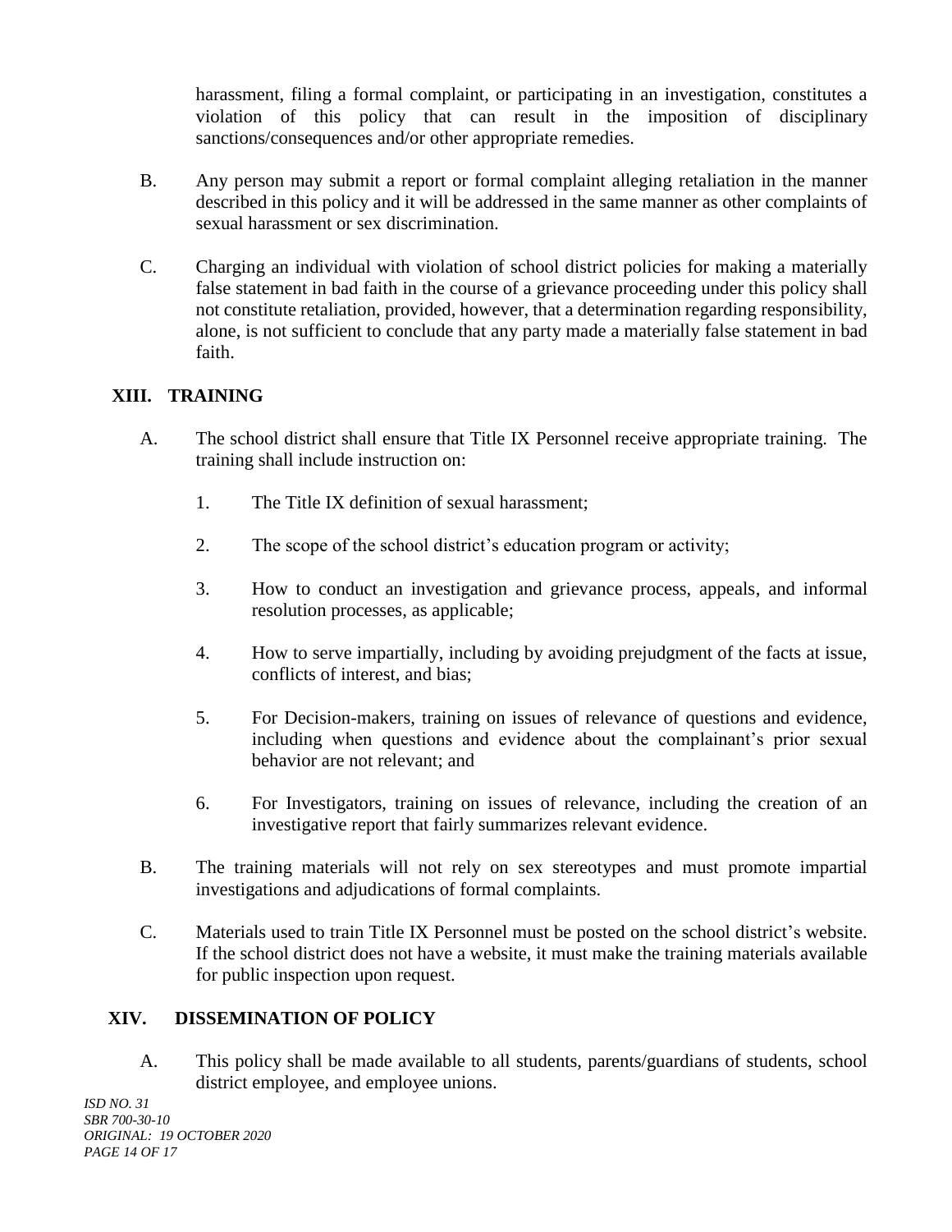harassment, filing a formal complaint, or participating in an investigation, constitutes a violation of this policy that can result in the imposition of disciplinary sanctions/consequences and/or other appropriate remedies.

B. Any person may submit a report or formal complaint alleging retaliation in the manner described in this policy and it will be addressed in the same manner as other complaints of sexual harassment or sex discrimination.

C. Charging an individual with violation of school district policies for making a materially false statement in bad faith in the course of a grievance proceeding under this policy shall not constitute retaliation, provided, however, that a determination regarding responsibility, alone, is not sufficient to conclude that any party made a materially false statement in bad faith.

## XIII. TRAINING

A. The school district shall ensure that Title IX Personnel receive appropriate training. The training shall include instruction on:

1. The Title IX definition of sexual harassment;

2. The scope of the school district's education program or activity;

3. How to conduct an investigation and grievance process, appeals, and informal resolution processes, as applicable;

4. How to serve impartially, including by avoiding prejudgment of the facts at issue, conflicts of interest, and bias;

5. For Decision-makers, training on issues of relevance of questions and evidence, including when questions and evidence about the complainant's prior sexual behavior are not relevant; and

6. For Investigators, training on issues of relevance, including the creation of an investigative report that fairly summarizes relevant evidence.

B. The training materials will not rely on sex stereotypes and must promote impartial investigations and adjudications of formal complaints.

C. Materials used to train Title IX Personnel must be posted on the school district's website. If the school district does not have a website, it must make the training materials available for public inspection upon request.

## XIV. DISSEMINATION OF POLICY

A. This policy shall be made available to all students, parents/guardians of students, school district employee, and employee unions.

*ISD NO. 31*
*SBR 700-30-10*
*ORIGINAL: 19 OCTOBER 2020*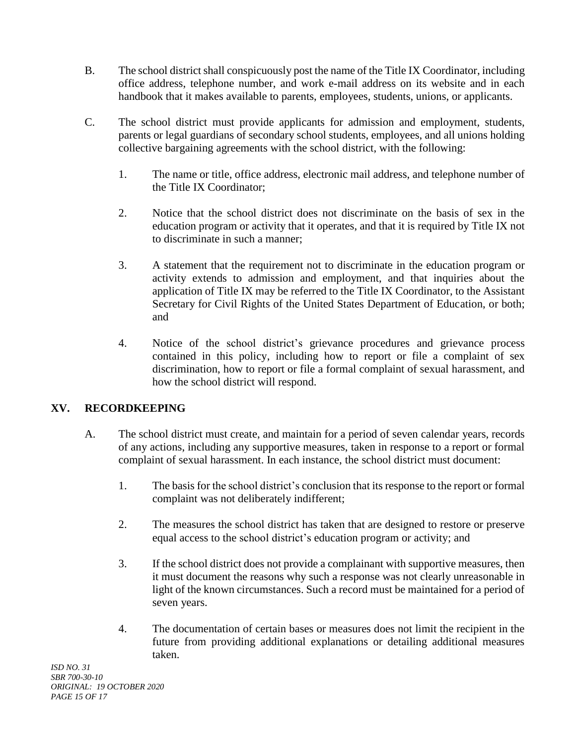B. The school district shall conspicuously post the name of the Title IX Coordinator, including office address, telephone number, and work e-mail address on its website and in each handbook that it makes available to parents, employees, students, unions, or applicants.

C. The school district must provide applicants for admission and employment, students, parents or legal guardians of secondary school students, employees, and all unions holding collective bargaining agreements with the school district, with the following:

1. The name or title, office address, electronic mail address, and telephone number of the Title IX Coordinator;

2. Notice that the school district does not discriminate on the basis of sex in the education program or activity that it operates, and that it is required by Title IX not to discriminate in such a manner;

3. A statement that the requirement not to discriminate in the education program or activity extends to admission and employment, and that inquiries about the application of Title IX may be referred to the Title IX Coordinator, to the Assistant Secretary for Civil Rights of the United States Department of Education, or both; and

4. Notice of the school district's grievance procedures and grievance process contained in this policy, including how to report or file a complaint of sex discrimination, how to report or file a formal complaint of sexual harassment, and how the school district will respond.

## XV. RECORDKEEPING

A. The school district must create, and maintain for a period of seven calendar years, records of any actions, including any supportive measures, taken in response to a report or formal complaint of sexual harassment. In each instance, the school district must document:

1. The basis for the school district's conclusion that its response to the report or formal complaint was not deliberately indifferent;

2. The measures the school district has taken that are designed to restore or preserve equal access to the school district's education program or activity; and

3. If the school district does not provide a complainant with supportive measures, then it must document the reasons why such a response was not clearly unreasonable in light of the known circumstances. Such a record must be maintained for a period of seven years.

4. The documentation of certain bases or measures does not limit the recipient in the future from providing additional explanations or detailing additional measures taken.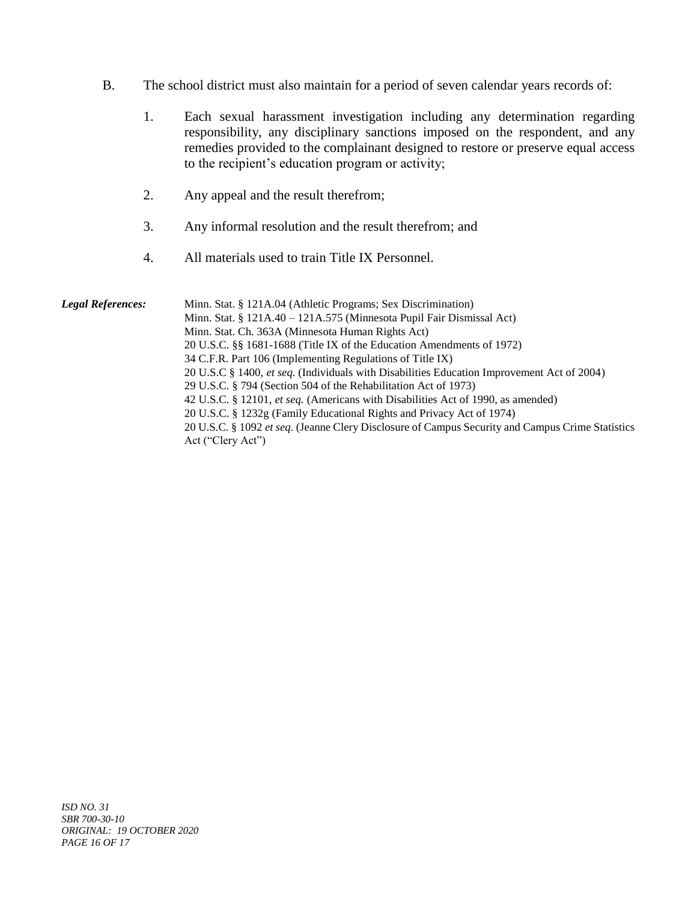B. The school district must also maintain for a period of seven calendar years records of:

1. Each sexual harassment investigation including any determination regarding responsibility, any disciplinary sanctions imposed on the respondent, and any remedies provided to the complainant designed to restore or preserve equal access to the recipient's education program or activity;

2. Any appeal and the result therefrom;

3. Any informal resolution and the result therefrom; and

4. All materials used to train Title IX Personnel.

***Legal References:***

Minn. Stat. § 121A.04 (Athletic Programs; Sex Discrimination)
Minn. Stat. § 121A.40 – 121A.575 (Minnesota Pupil Fair Dismissal Act)
Minn. Stat. Ch. 363A (Minnesota Human Rights Act)
20 U.S.C. §§ 1681-1688 (Title IX of the Education Amendments of 1972)
34 C.F.R. Part 106 (Implementing Regulations of Title IX)
20 U.S.C § 1400, *et seq.* (Individuals with Disabilities Education Improvement Act of 2004)
29 U.S.C. § 794 (Section 504 of the Rehabilitation Act of 1973)
42 U.S.C. § 12101, *et seq.* (Americans with Disabilities Act of 1990, as amended)
20 U.S.C. § 1232g (Family Educational Rights and Privacy Act of 1974)
20 U.S.C. § 1092 *et seq.* (Jeanne Clery Disclosure of Campus Security and Campus Crime Statistics Act ("Clery Act")

*ISD NO. 31*
*SBR 700-30-10*
*ORIGINAL: 19 OCTOBER 2020*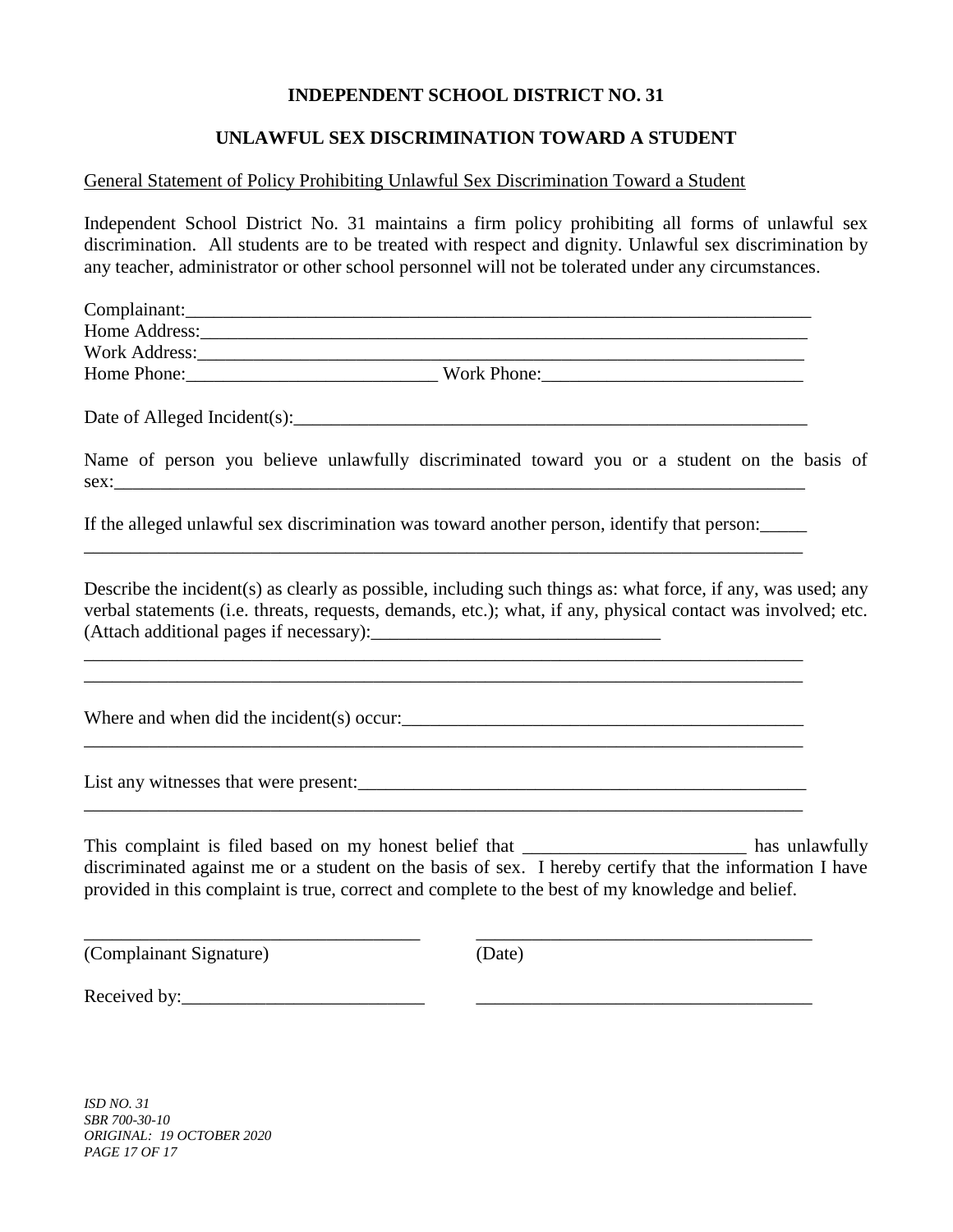**INDEPENDENT SCHOOL DISTRICT NO. 31**

**UNLAWFUL SEX DISCRIMINATION TOWARD A STUDENT**

General Statement of Policy Prohibiting Unlawful Sex Discrimination Toward a Student

Independent School District No. 31 maintains a firm policy prohibiting all forms of unlawful sex discrimination. All students are to be treated with respect and dignity. Unlawful sex discrimination by any teacher, administrator or other school personnel will not be tolerated under any circumstances.

Complainant:______________________________________________________________________
Home Address:____________________________________________________________________
Work Address:_____________________________________________________________________
Home Phone:___________________________ Work Phone:____________________________

Date of Alleged Incident(s):_________________________________________________________

Name of person you believe unlawfully discriminated toward you or a student on the basis of sex:_____________________________________________________________________________

If the alleged unlawful sex discrimination was toward another person, identify that person:_____
_____________________________________________________________________________

Describe the incident(s) as clearly as possible, including such things as: what force, if any, was used; any verbal statements (i.e. threats, requests, demands, etc.); what, if any, physical contact was involved; etc. (Attach additional pages if necessary):_______________________________
_____________________________________________________________________________
_____________________________________________________________________________

Where and when did the incident(s) occur:_____________________________________________
_____________________________________________________________________________

List any witnesses that were present:__________________________________________________
_____________________________________________________________________________

This complaint is filed based on my honest belief that ________________________ has unlawfully discriminated against me or a student on the basis of sex. I hereby certify that the information I have provided in this complaint is true, correct and complete to the best of my knowledge and belief.

____________________________________ ____________________________________
(Complainant Signature) (Date)

Received by:__________________________ ____________________________________

*ISD NO. 31*
*SBR 700-30-10*
*ORIGINAL: 19 OCTOBER 2020*